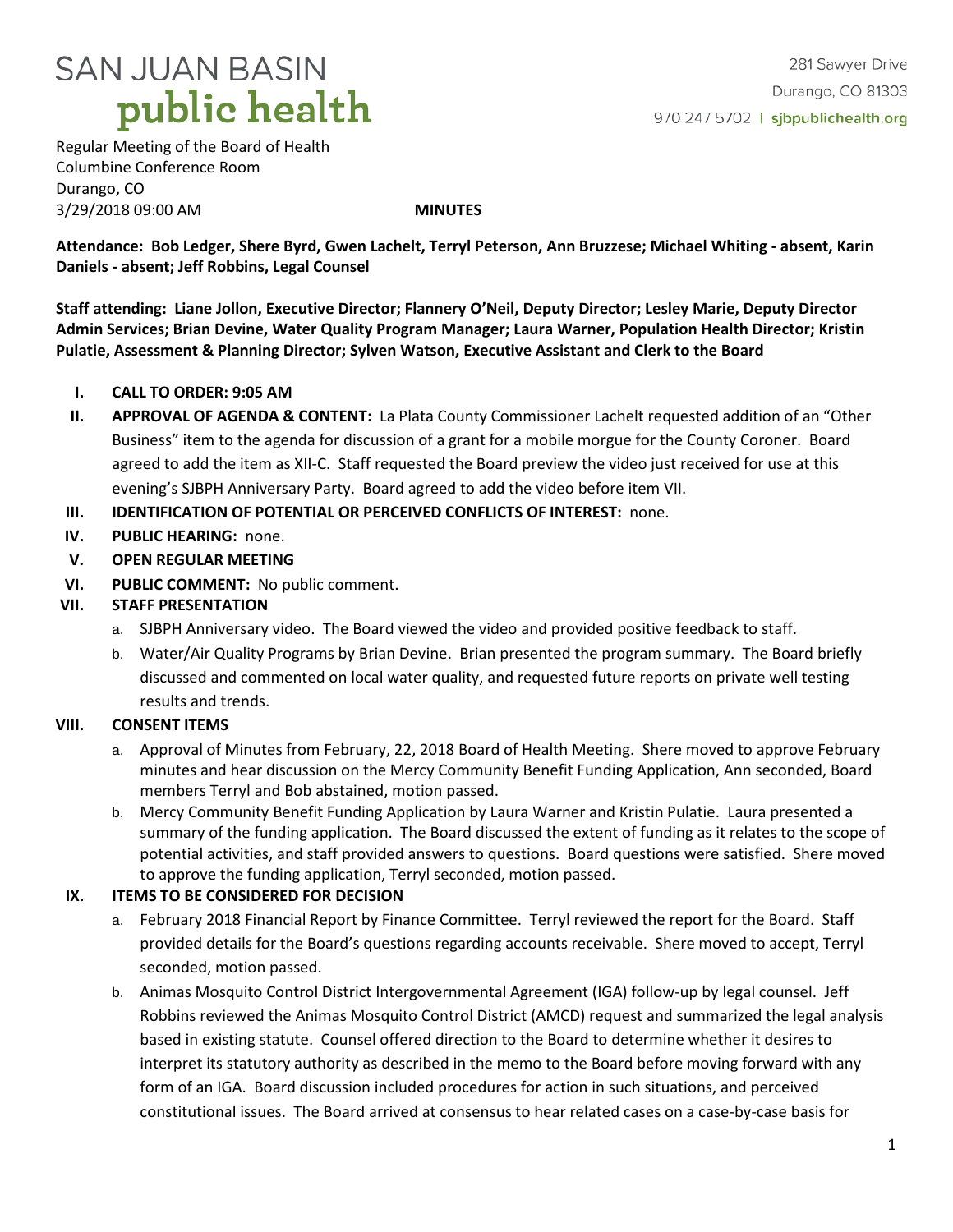SAN JUAN BASIN
**public health**

281 Sawyer Drive
Durango, CO 81303
970 247 5702 | sjbpublichealth.org

Regular Meeting of the Board of Health
Columbine Conference Room
Durango, CO
3/29/2018 09:00 AM **MINUTES**

**Attendance: Bob Ledger, Shere Byrd, Gwen Lachelt, Terryl Peterson, Ann Bruzzese; Michael Whiting - absent, Karin Daniels - absent; Jeff Robbins, Legal Counsel**

**Staff attending: Liane Jollon, Executive Director; Flannery O'Neil, Deputy Director; Lesley Marie, Deputy Director Admin Services; Brian Devine, Water Quality Program Manager; Laura Warner, Population Health Director; Kristin Pulatie, Assessment & Planning Director; Sylven Watson, Executive Assistant and Clerk to the Board**

I. **CALL TO ORDER: 9:05 AM**

II. **APPROVAL OF AGENDA & CONTENT:** La Plata County Commissioner Lachelt requested addition of an "Other Business" item to the agenda for discussion of a grant for a mobile morgue for the County Coroner. Board agreed to add the item as XII-C. Staff requested the Board preview the video just received for use at this evening's SJBPH Anniversary Party. Board agreed to add the video before item VII.

III. **IDENTIFICATION OF POTENTIAL OR PERCEIVED CONFLICTS OF INTEREST:** none.

IV. **PUBLIC HEARING:** none.

V. **OPEN REGULAR MEETING**

VI. **PUBLIC COMMENT:** No public comment.

VII. **STAFF PRESENTATION**
   a. SJBPH Anniversary video. The Board viewed the video and provided positive feedback to staff.
   b. Water/Air Quality Programs by Brian Devine. Brian presented the program summary. The Board briefly discussed and commented on local water quality, and requested future reports on private well testing results and trends.

VIII. **CONSENT ITEMS**
   a. Approval of Minutes from February, 22, 2018 Board of Health Meeting. Shere moved to approve February minutes and hear discussion on the Mercy Community Benefit Funding Application, Ann seconded, Board members Terryl and Bob abstained, motion passed.
   b. Mercy Community Benefit Funding Application by Laura Warner and Kristin Pulatie. Laura presented a summary of the funding application. The Board discussed the extent of funding as it relates to the scope of potential activities, and staff provided answers to questions. Board questions were satisfied. Shere moved to approve the funding application, Terryl seconded, motion passed.

IX. **ITEMS TO BE CONSIDERED FOR DECISION**
   a. February 2018 Financial Report by Finance Committee. Terryl reviewed the report for the Board. Staff provided details for the Board's questions regarding accounts receivable. Shere moved to accept, Terryl seconded, motion passed.
   b. Animas Mosquito Control District Intergovernmental Agreement (IGA) follow-up by legal counsel. Jeff Robbins reviewed the Animas Mosquito Control District (AMCD) request and summarized the legal analysis based in existing statute. Counsel offered direction to the Board to determine whether it desires to interpret its statutory authority as described in the memo to the Board before moving forward with any form of an IGA. Board discussion included procedures for action in such situations, and perceived constitutional issues. The Board arrived at consensus to hear related cases on a case-by-case basis for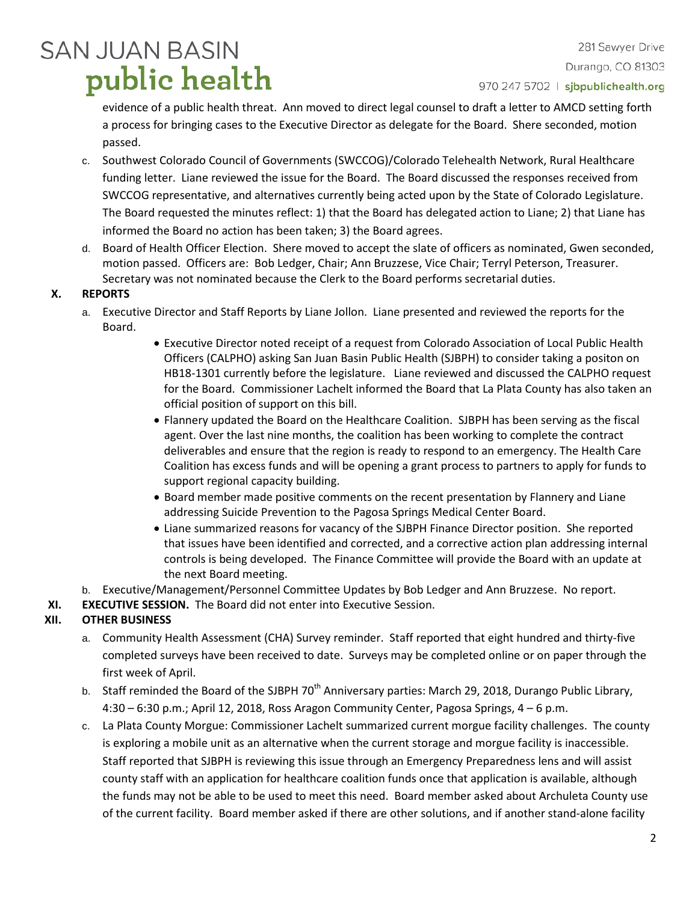evidence of a public health threat. Ann moved to direct legal counsel to draft a letter to AMCD setting forth a process for bringing cases to the Executive Director as delegate for the Board. Shere seconded, motion passed.

c. Southwest Colorado Council of Governments (SWCCOG)/Colorado Telehealth Network, Rural Healthcare funding letter. Liane reviewed the issue for the Board. The Board discussed the responses received from SWCCOG representative, and alternatives currently being acted upon by the State of Colorado Legislature. The Board requested the minutes reflect: 1) that the Board has delegated action to Liane; 2) that Liane has informed the Board no action has been taken; 3) the Board agrees.

d. Board of Health Officer Election. Shere moved to accept the slate of officers as nominated, Gwen seconded, motion passed. Officers are: Bob Ledger, Chair; Ann Bruzzese, Vice Chair; Terryl Peterson, Treasurer. Secretary was not nominated because the Clerk to the Board performs secretarial duties.

**X. REPORTS**

a. Executive Director and Staff Reports by Liane Jollon. Liane presented and reviewed the reports for the Board.

- Executive Director noted receipt of a request from Colorado Association of Local Public Health Officers (CALPHO) asking San Juan Basin Public Health (SJBPH) to consider taking a positon on HB18-1301 currently before the legislature. Liane reviewed and discussed the CALPHO request for the Board. Commissioner Lachelt informed the Board that La Plata County has also taken an official position of support on this bill.
- Flannery updated the Board on the Healthcare Coalition. SJBPH has been serving as the fiscal agent. Over the last nine months, the coalition has been working to complete the contract deliverables and ensure that the region is ready to respond to an emergency. The Health Care Coalition has excess funds and will be opening a grant process to partners to apply for funds to support regional capacity building.
- Board member made positive comments on the recent presentation by Flannery and Liane addressing Suicide Prevention to the Pagosa Springs Medical Center Board.
- Liane summarized reasons for vacancy of the SJBPH Finance Director position. She reported that issues have been identified and corrected, and a corrective action plan addressing internal controls is being developed. The Finance Committee will provide the Board with an update at the next Board meeting.

b. Executive/Management/Personnel Committee Updates by Bob Ledger and Ann Bruzzese. No report.

**XI. EXECUTIVE SESSION.** The Board did not enter into Executive Session.

**XII. OTHER BUSINESS**

a. Community Health Assessment (CHA) Survey reminder. Staff reported that eight hundred and thirty-five completed surveys have been received to date. Surveys may be completed online or on paper through the first week of April.

b. Staff reminded the Board of the SJBPH 70th Anniversary parties: March 29, 2018, Durango Public Library, 4:30 – 6:30 p.m.; April 12, 2018, Ross Aragon Community Center, Pagosa Springs, 4 – 6 p.m.

c. La Plata County Morgue: Commissioner Lachelt summarized current morgue facility challenges. The county is exploring a mobile unit as an alternative when the current storage and morgue facility is inaccessible. Staff reported that SJBPH is reviewing this issue through an Emergency Preparedness lens and will assist county staff with an application for healthcare coalition funds once that application is available, although the funds may not be able to be used to meet this need. Board member asked about Archuleta County use of the current facility. Board member asked if there are other solutions, and if another stand-alone facility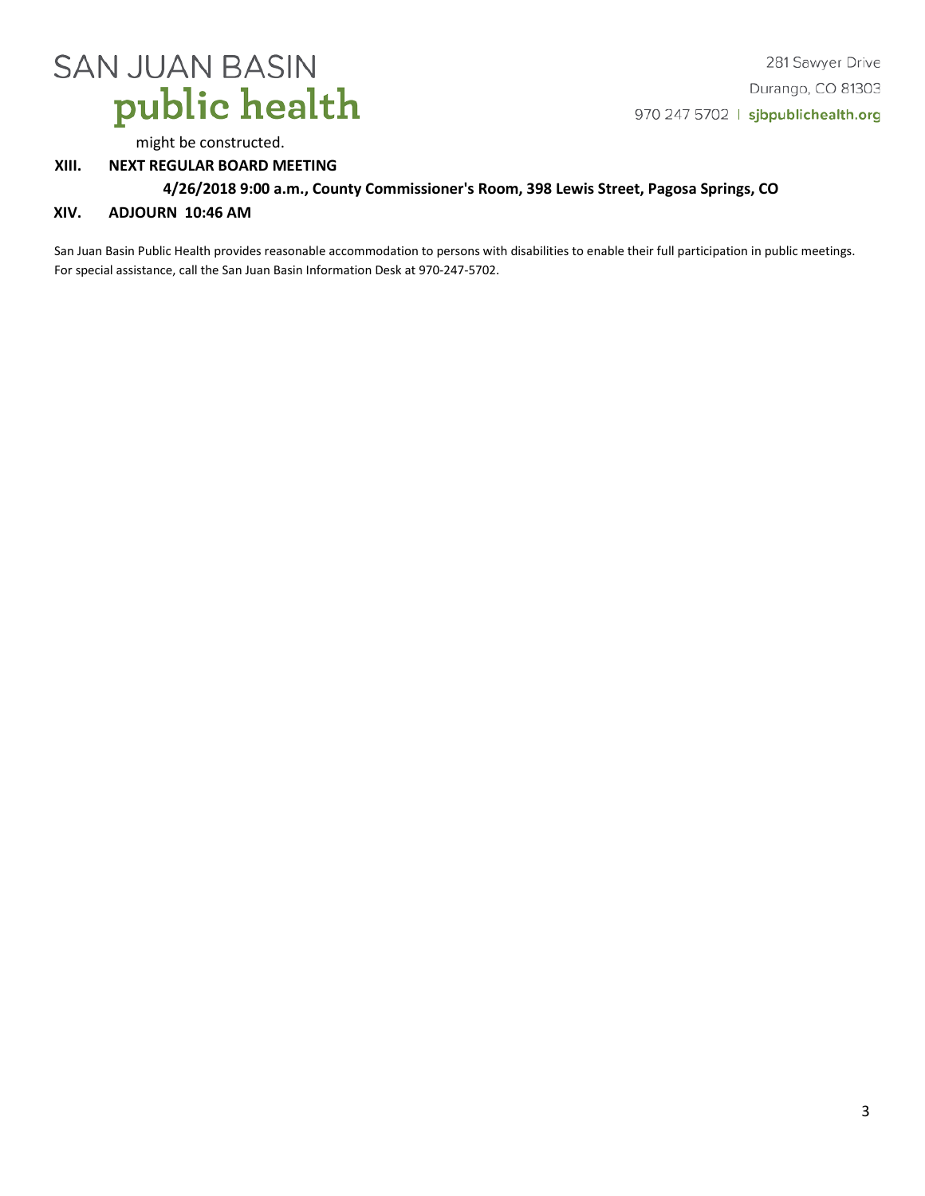might be constructed.

**XIII. NEXT REGULAR BOARD MEETING**

**4/26/2018 9:00 a.m., County Commissioner's Room, 398 Lewis Street, Pagosa Springs, CO**

**XIV. ADJOURN 10:46 AM**

San Juan Basin Public Health provides reasonable accommodation to persons with disabilities to enable their full participation in public meetings. For special assistance, call the San Juan Basin Information Desk at 970-247-5702.